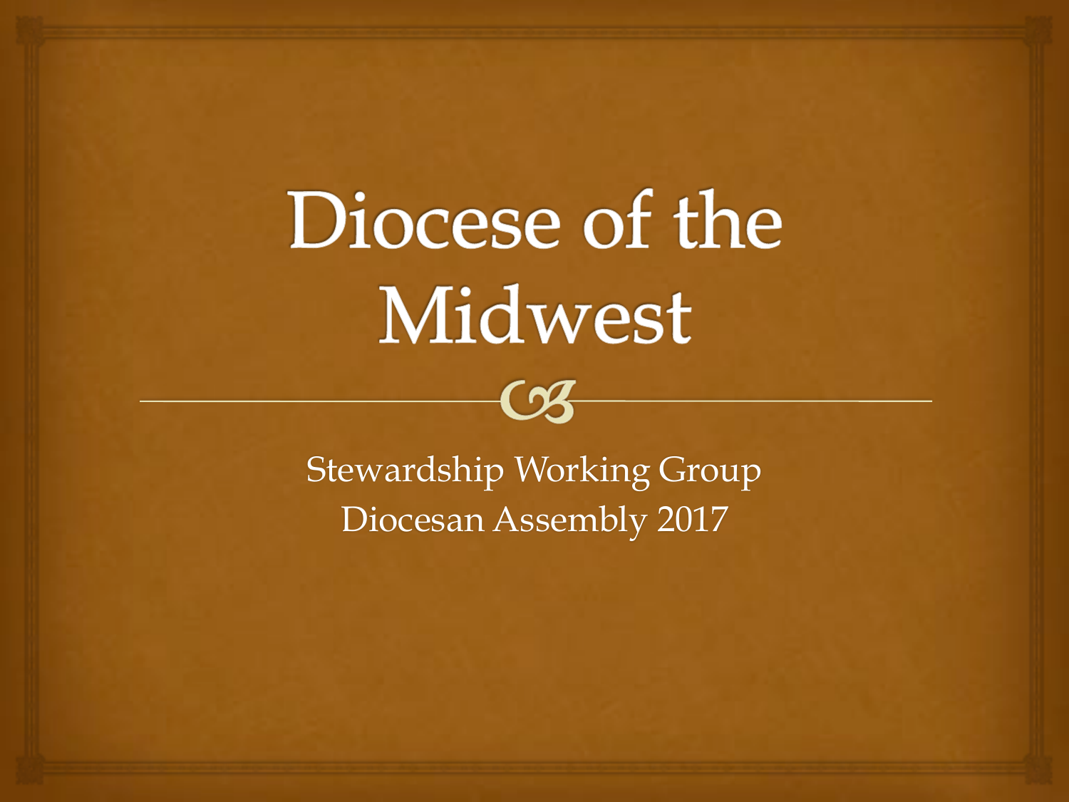# Diocese of the Midwest

Stewardship Working Group
Diocesan Assembly 2017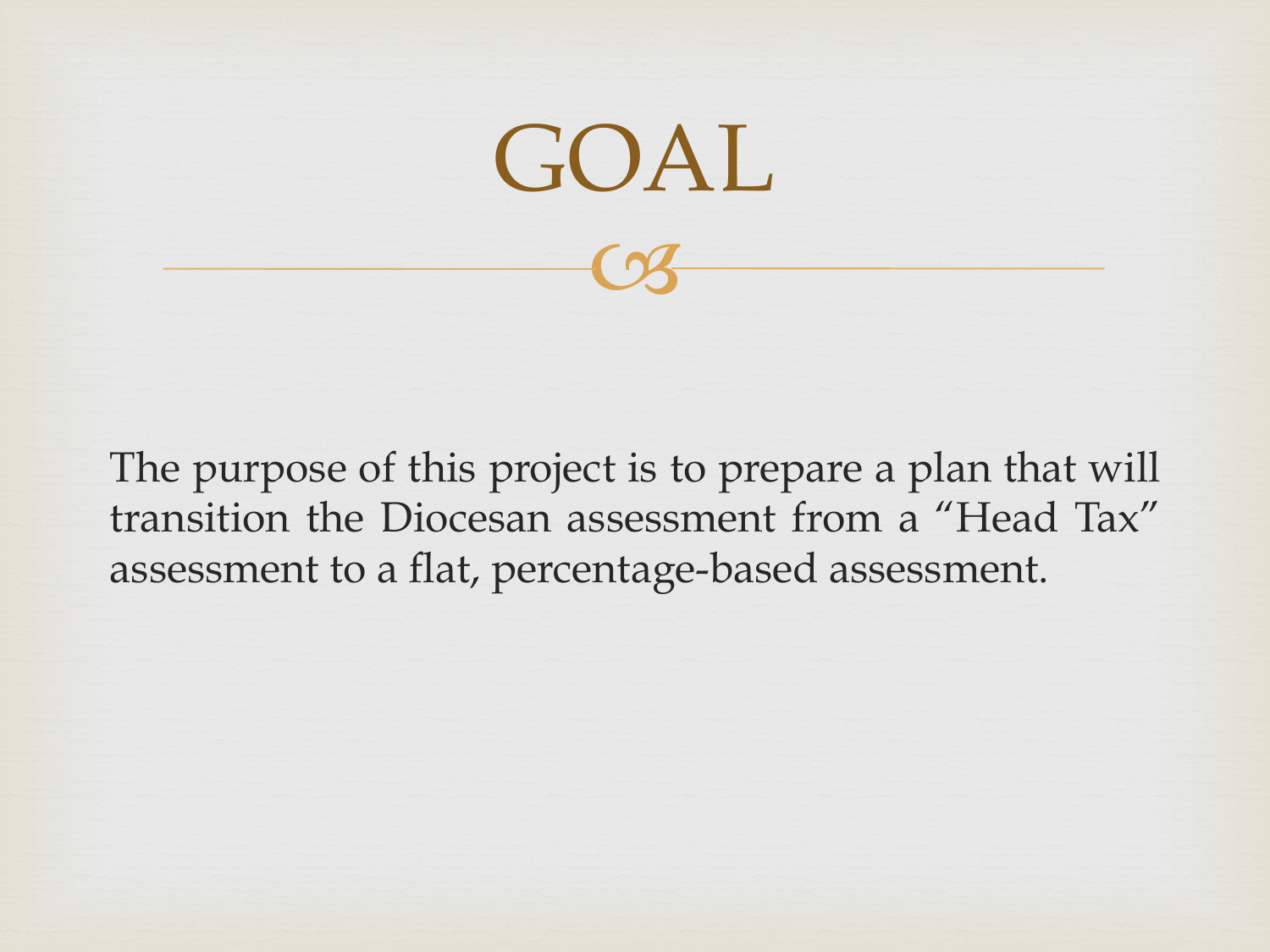# GOAL

The purpose of this project is to prepare a plan that will transition the Diocesan assessment from a "Head Tax" assessment to a flat, percentage-based assessment.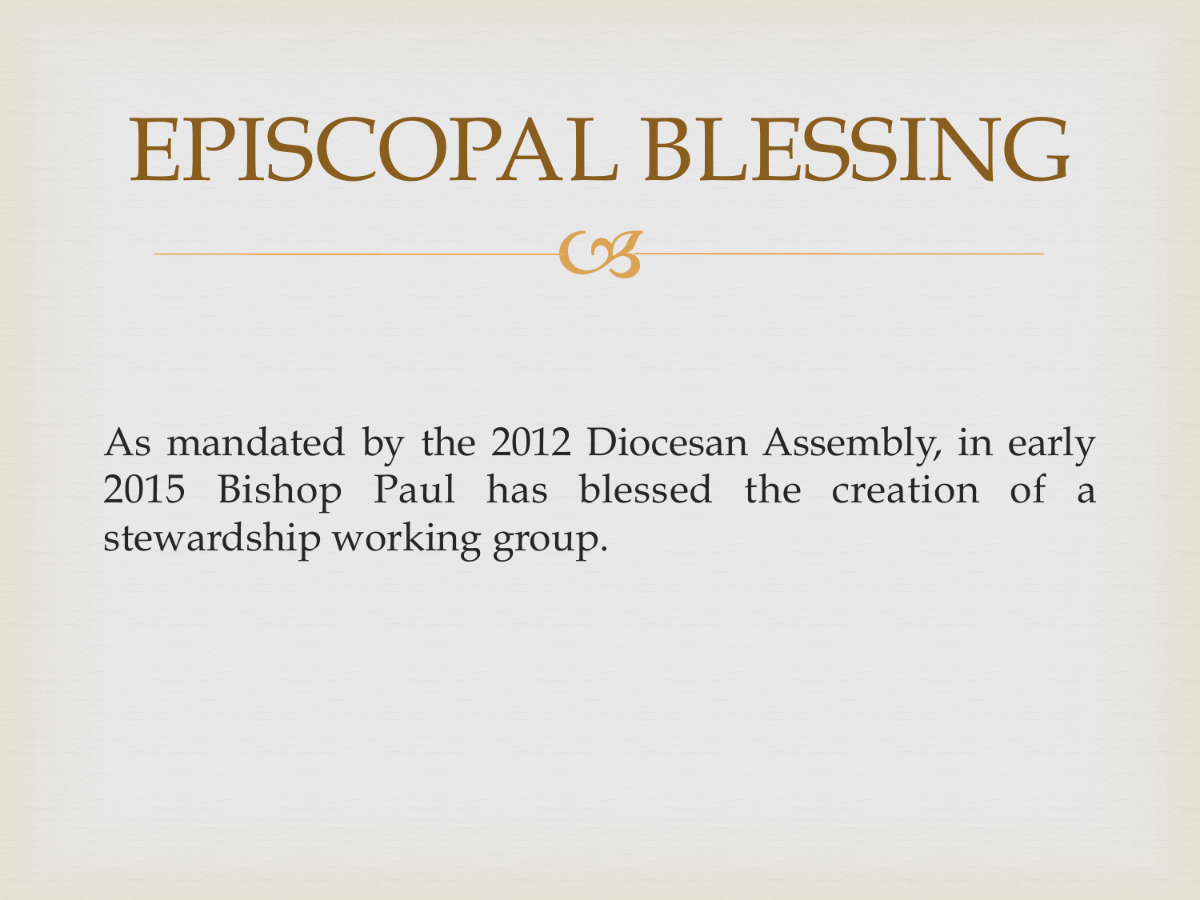# EPISCOPAL BLESSING

As mandated by the 2012 Diocesan Assembly, in early 2015 Bishop Paul has blessed the creation of a stewardship working group.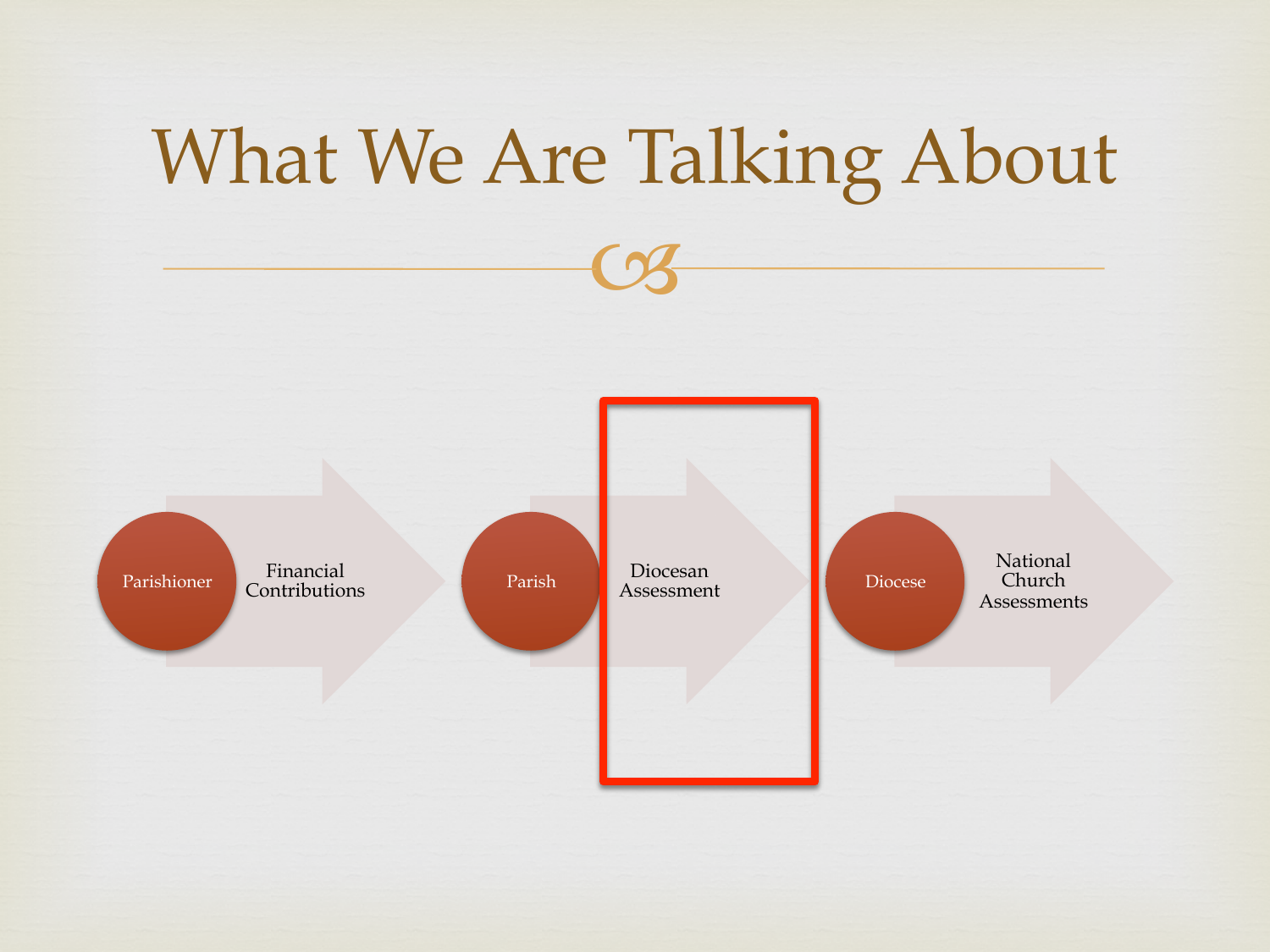# What We Are Talking About

Parishioner → Financial Contributions

Parish → Diocesan Assessment

Diocese → National Church Assessments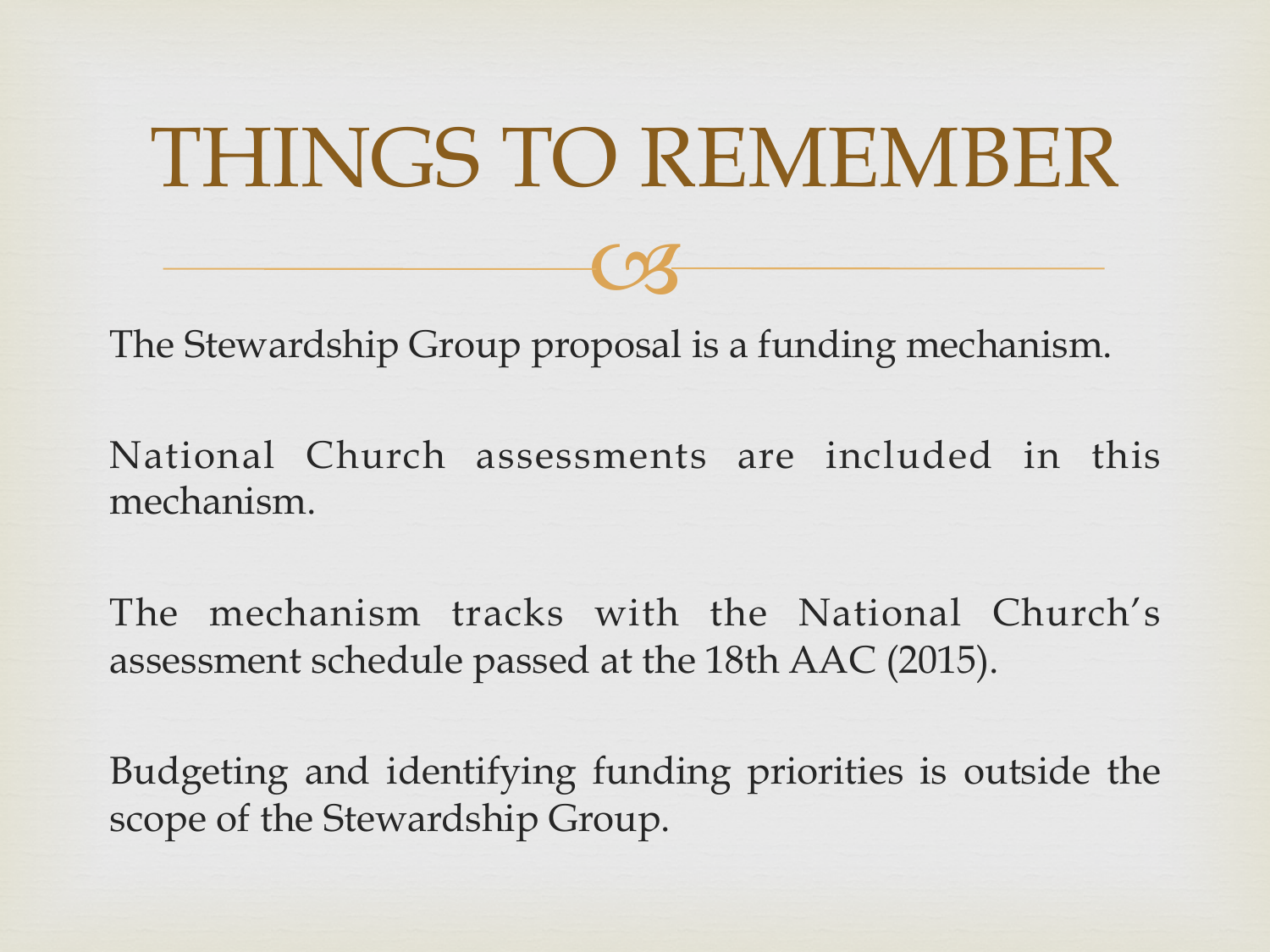# THINGS TO REMEMBER

The Stewardship Group proposal is a funding mechanism.

National Church assessments are included in this mechanism.

The mechanism tracks with the National Church's assessment schedule passed at the 18th AAC (2015).

Budgeting and identifying funding priorities is outside the scope of the Stewardship Group.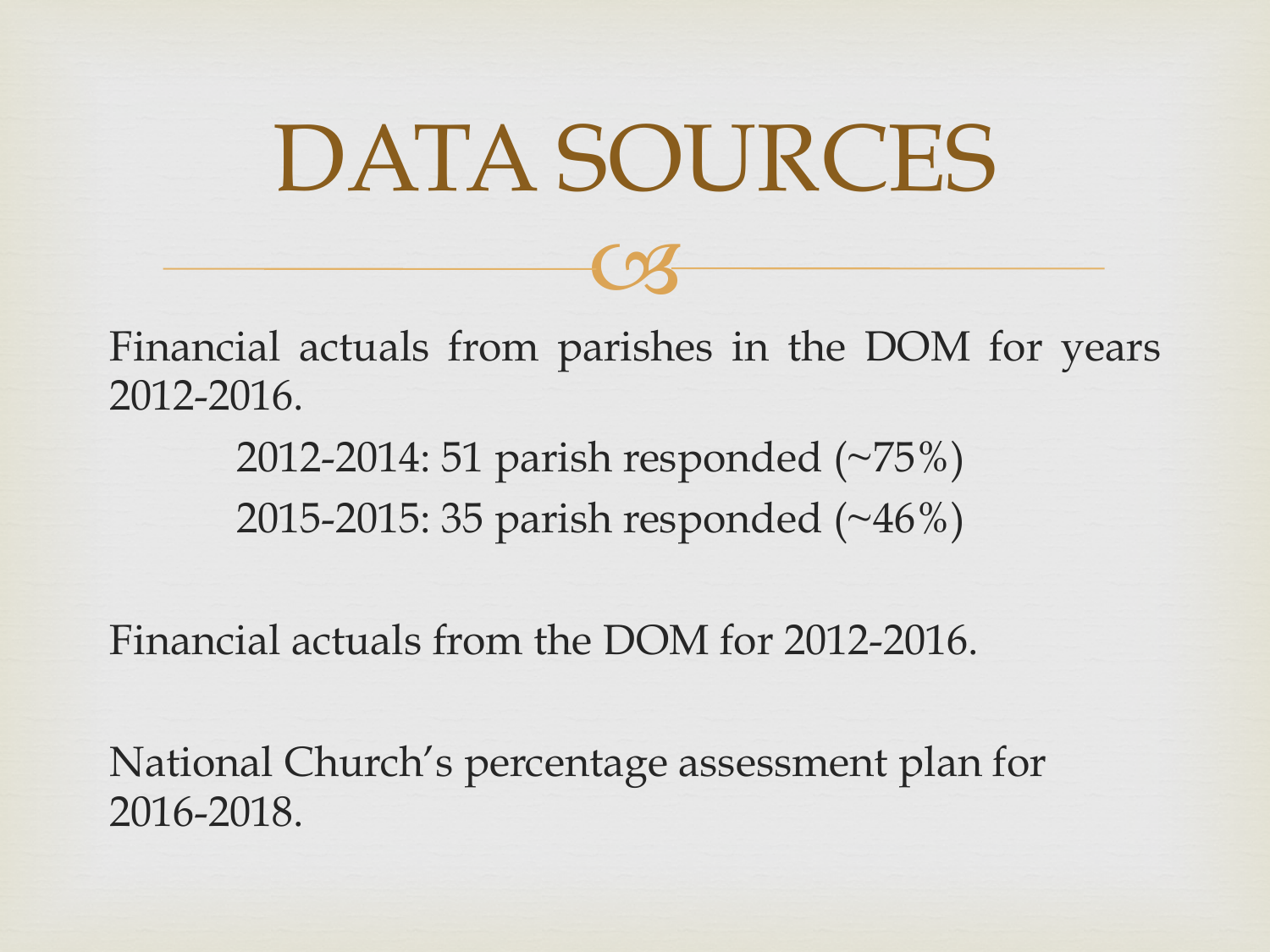# DATA SOURCES

Financial actuals from parishes in the DOM for years 2012-2016.

2012-2014: 51 parish responded (~75%)

2015-2015: 35 parish responded (~46%)

Financial actuals from the DOM for 2012-2016.

National Church's percentage assessment plan for 2016-2018.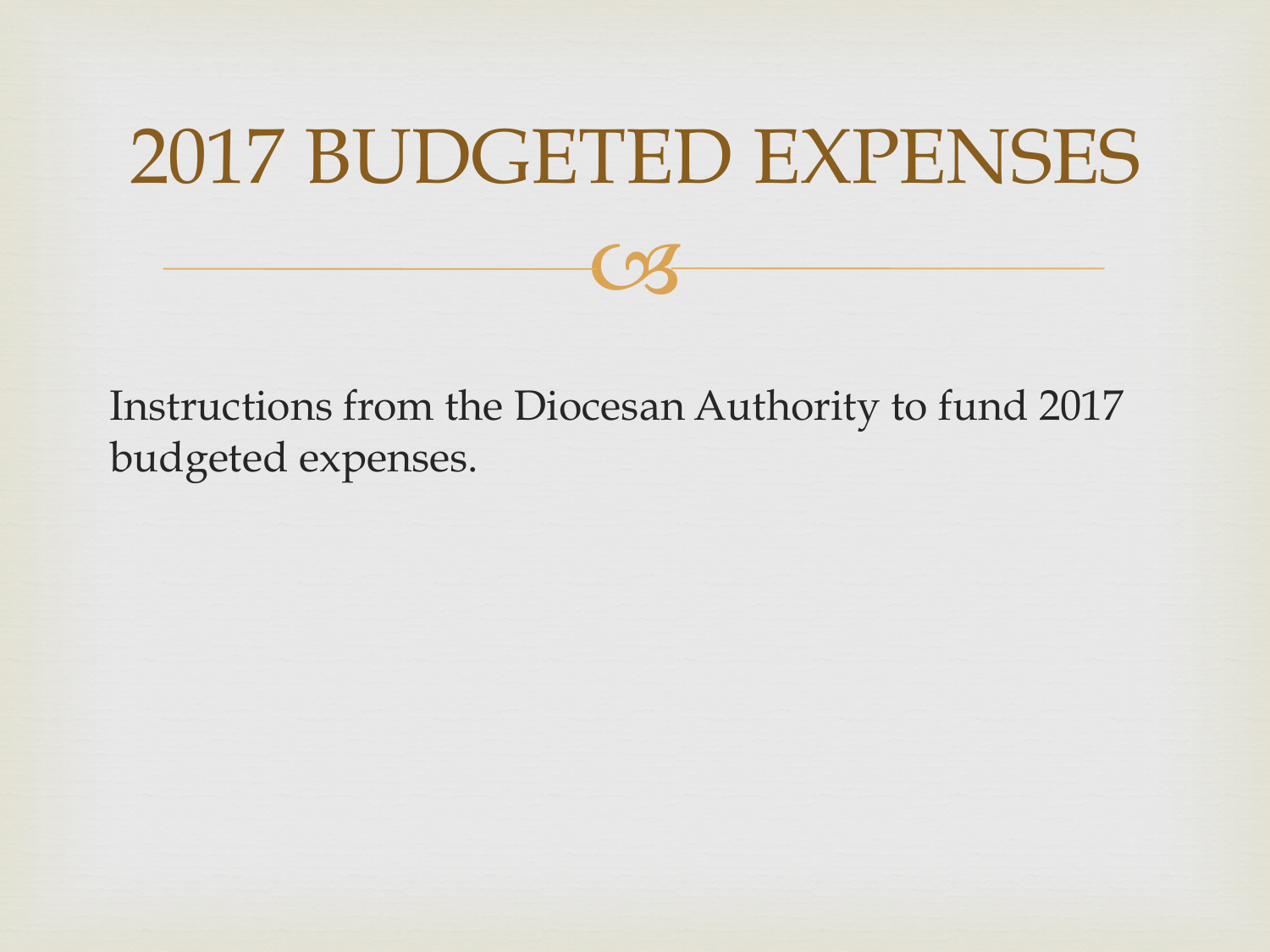# 2017 BUDGETED EXPENSES

Instructions from the Diocesan Authority to fund 2017 budgeted expenses.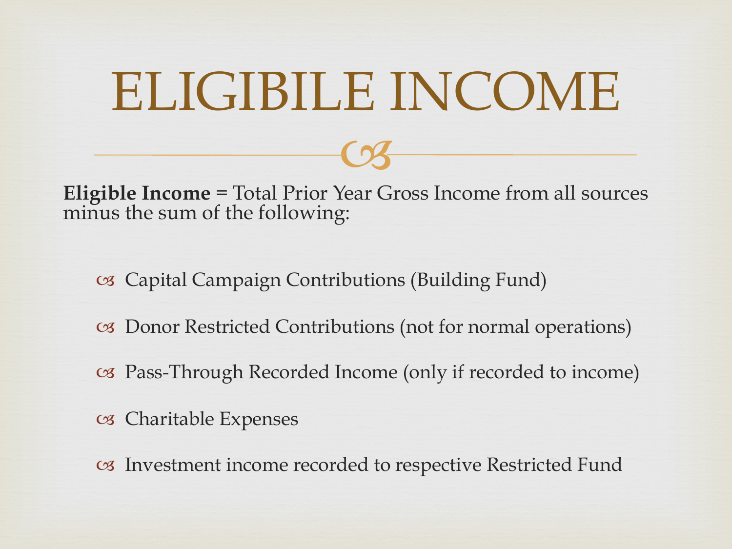# ELIGIBILE INCOME

**Eligible Income =** Total Prior Year Gross Income from all sources minus the sum of the following:

- Capital Campaign Contributions (Building Fund)
- Donor Restricted Contributions (not for normal operations)
- Pass-Through Recorded Income (only if recorded to income)
- Charitable Expenses
- Investment income recorded to respective Restricted Fund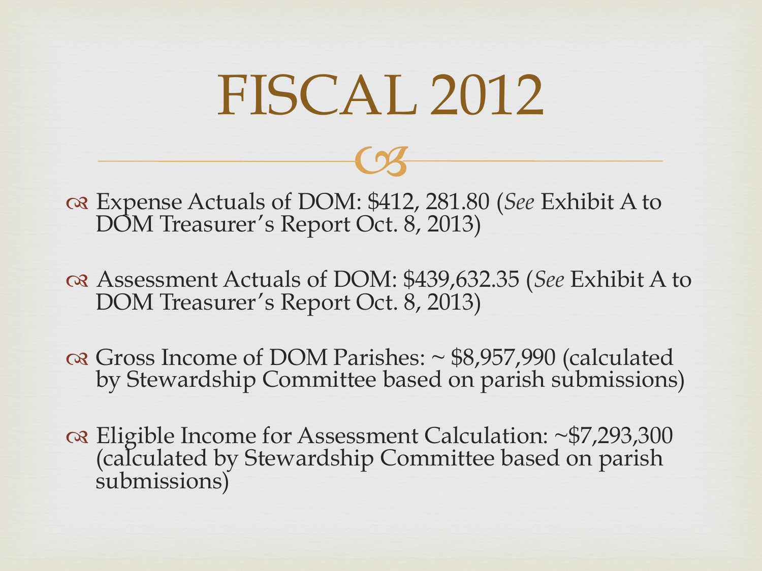# FISCAL 2012

- Expense Actuals of DOM: $412, 281.80 (*See* Exhibit A to DOM Treasurer's Report Oct. 8, 2013)
- Assessment Actuals of DOM: $439,632.35 (*See* Exhibit A to DOM Treasurer's Report Oct. 8, 2013)
- Gross Income of DOM Parishes: ~ $8,957,990 (calculated by Stewardship Committee based on parish submissions)
- Eligible Income for Assessment Calculation: ~$7,293,300 (calculated by Stewardship Committee based on parish submissions)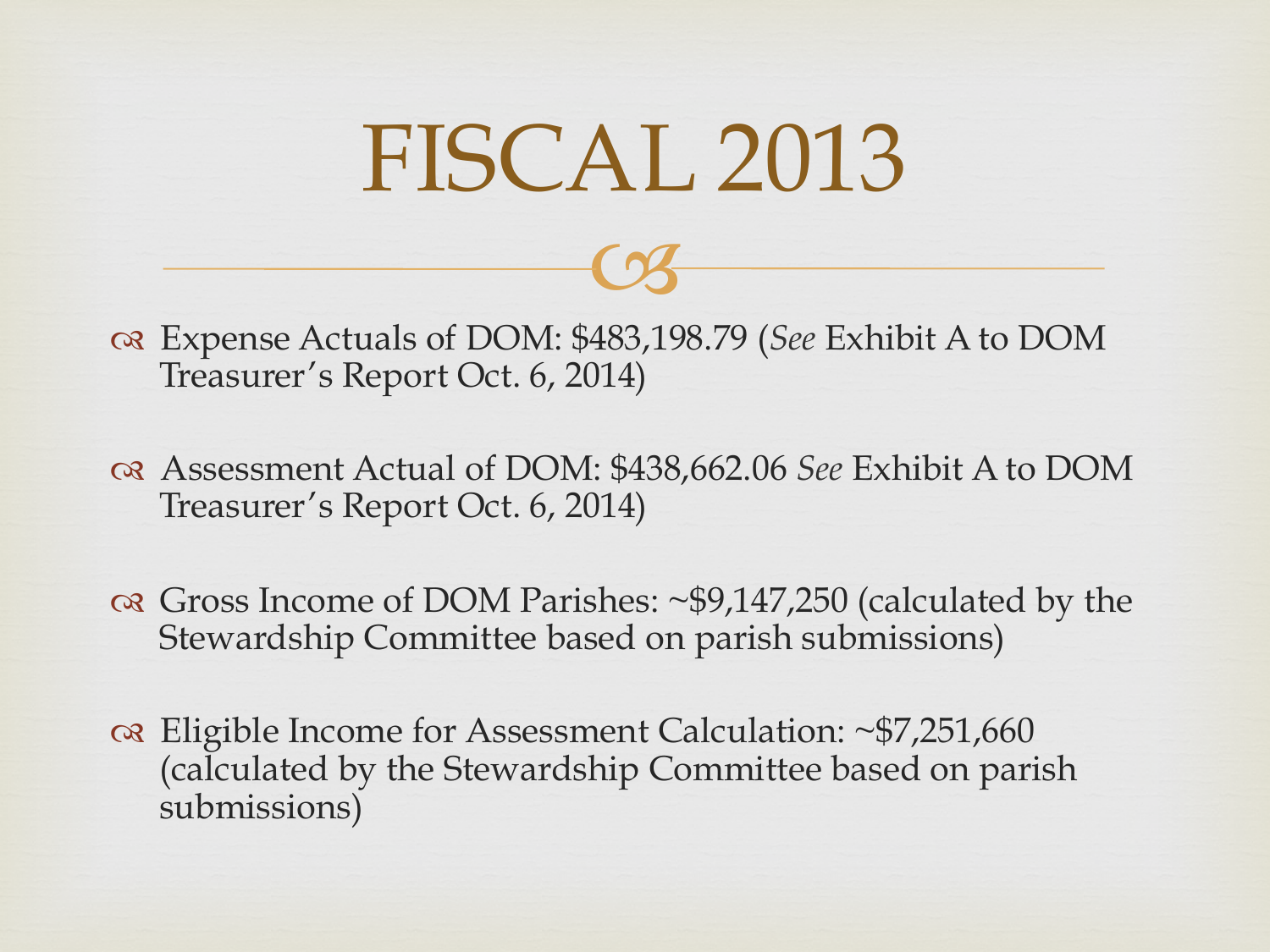# FISCAL 2013

- Expense Actuals of DOM: $483,198.79 (*See* Exhibit A to DOM Treasurer's Report Oct. 6, 2014)

- Assessment Actual of DOM: $438,662.06 *See* Exhibit A to DOM Treasurer's Report Oct. 6, 2014)

- Gross Income of DOM Parishes: ~$9,147,250 (calculated by the Stewardship Committee based on parish submissions)

- Eligible Income for Assessment Calculation: ~$7,251,660 (calculated by the Stewardship Committee based on parish submissions)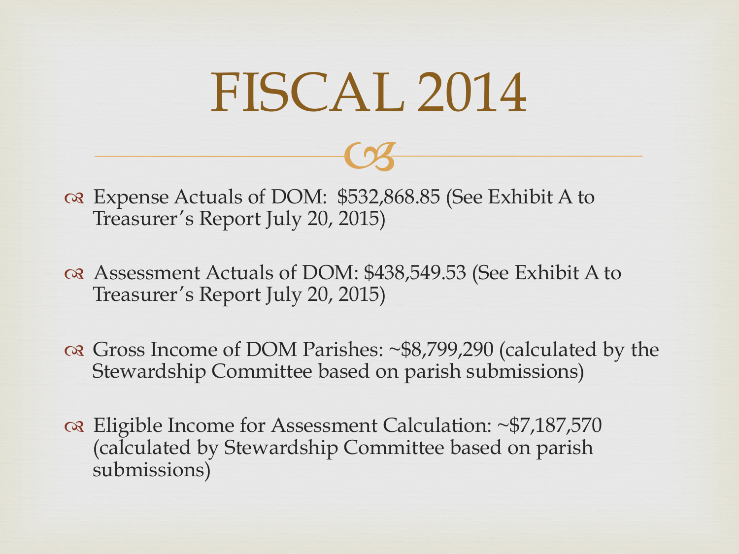# FISCAL 2014

- Expense Actuals of DOM: $532,868.85 (See Exhibit A to Treasurer's Report July 20, 2015)
- Assessment Actuals of DOM: $438,549.53 (See Exhibit A to Treasurer's Report July 20, 2015)
- Gross Income of DOM Parishes: ~$8,799,290 (calculated by the Stewardship Committee based on parish submissions)
- Eligible Income for Assessment Calculation: ~$7,187,570 (calculated by Stewardship Committee based on parish submissions)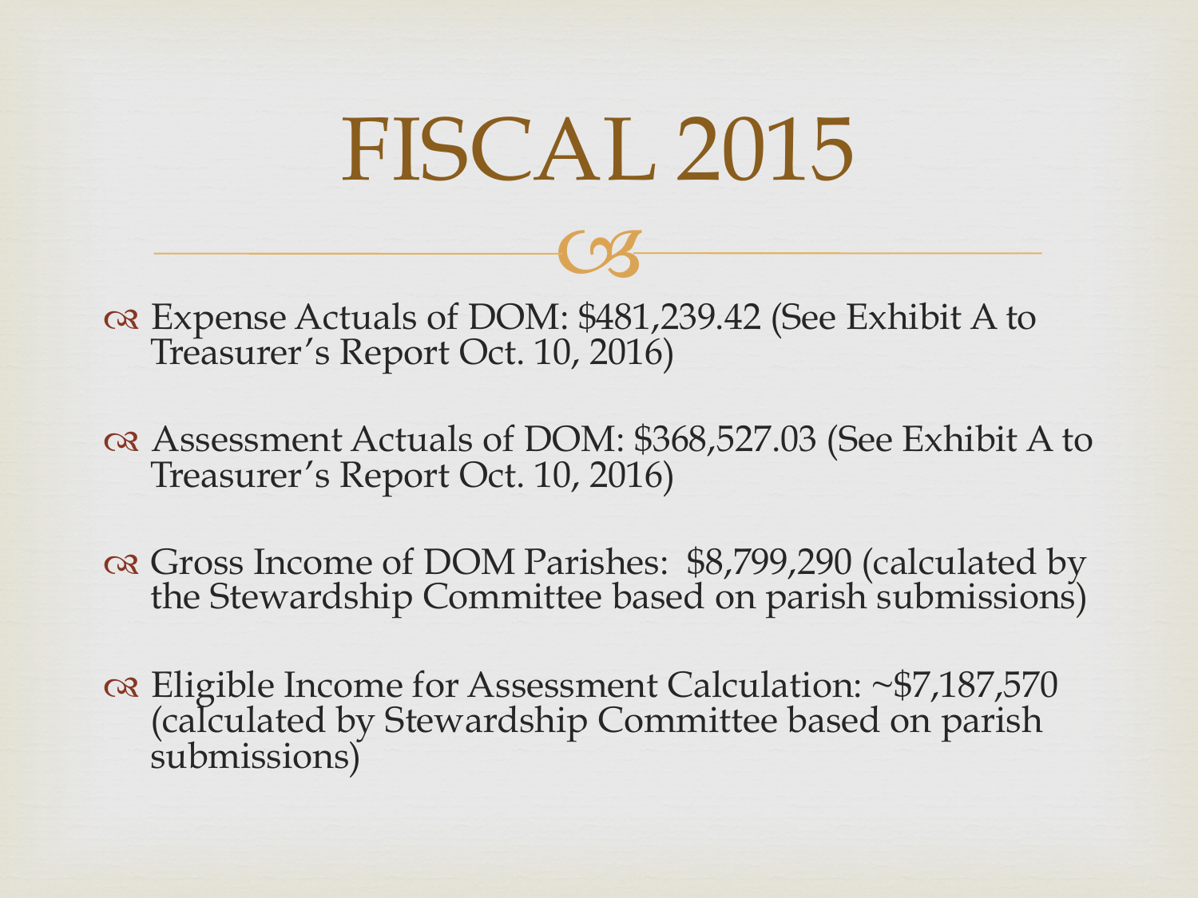# FISCAL 2015

- Expense Actuals of DOM: $481,239.42 (See Exhibit A to Treasurer's Report Oct. 10, 2016)
- Assessment Actuals of DOM: $368,527.03 (See Exhibit A to Treasurer's Report Oct. 10, 2016)
- Gross Income of DOM Parishes: $8,799,290 (calculated by the Stewardship Committee based on parish submissions)
- Eligible Income for Assessment Calculation: ~$7,187,570 (calculated by Stewardship Committee based on parish submissions)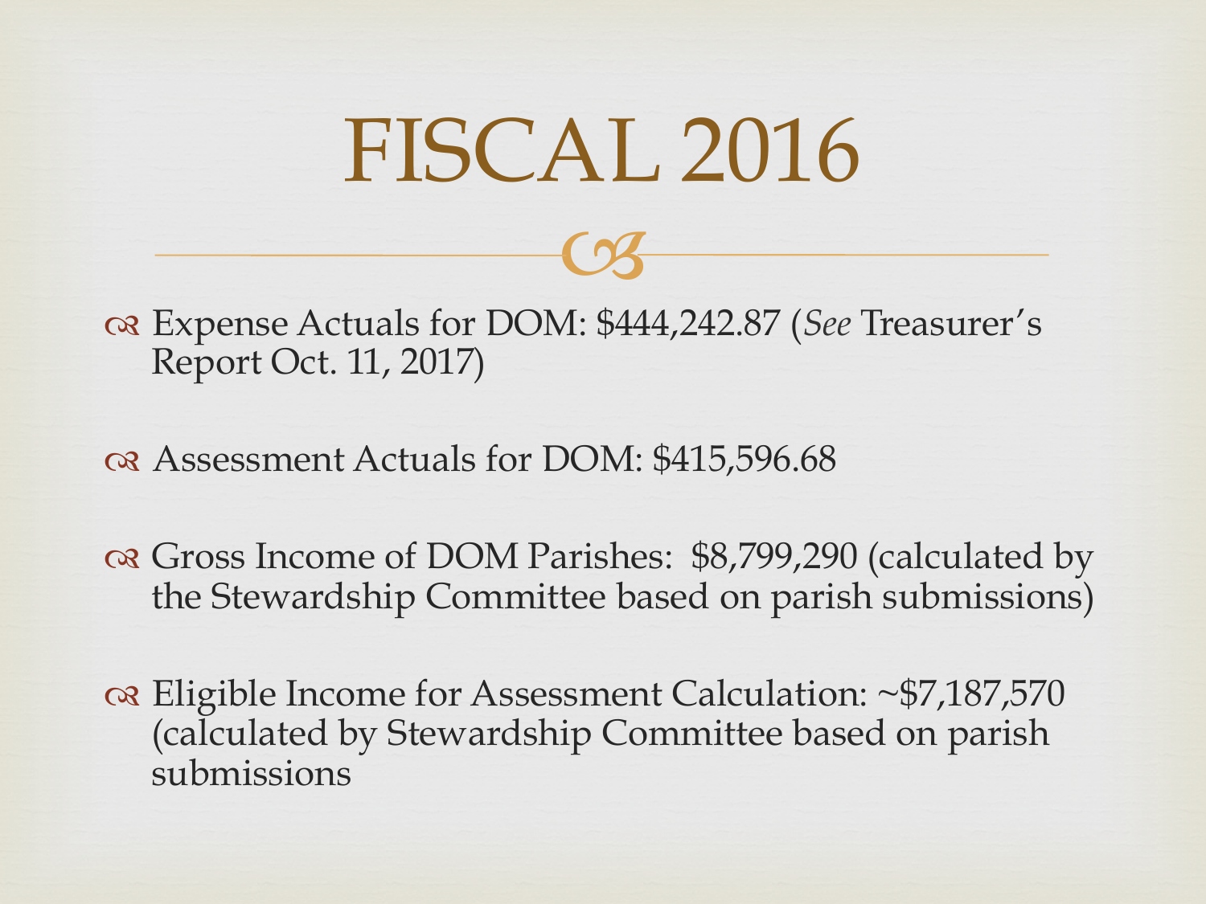# FISCAL 2016

- Expense Actuals for DOM: $444,242.87 (*See* Treasurer's Report Oct. 11, 2017)
- Assessment Actuals for DOM: $415,596.68
- Gross Income of DOM Parishes: $8,799,290 (calculated by the Stewardship Committee based on parish submissions)
- Eligible Income for Assessment Calculation: ~$7,187,570 (calculated by Stewardship Committee based on parish submissions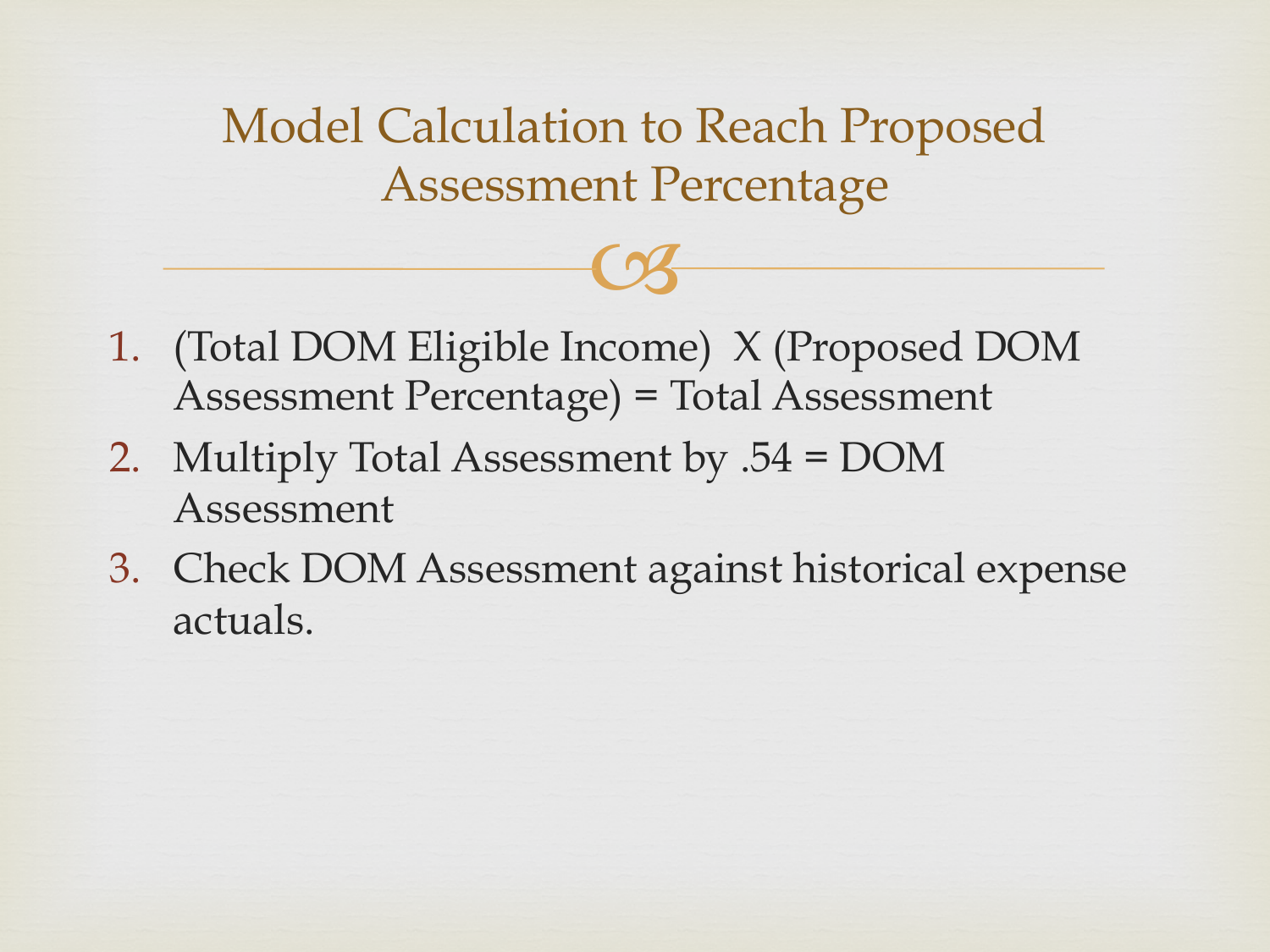# Model Calculation to Reach Proposed Assessment Percentage

1. (Total DOM Eligible Income) X (Proposed DOM Assessment Percentage) = Total Assessment
2. Multiply Total Assessment by .54 = DOM Assessment
3. Check DOM Assessment against historical expense actuals.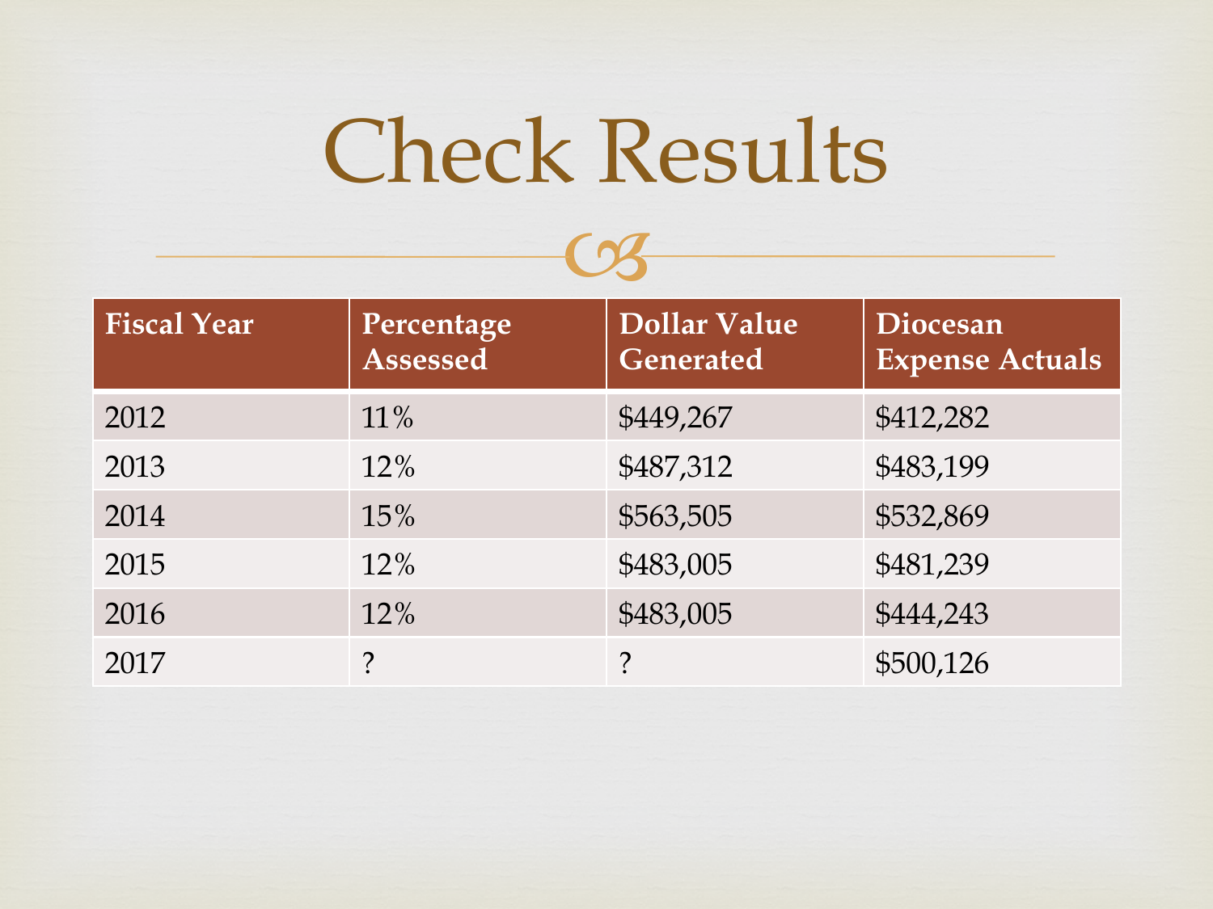# Check Results

| Fiscal Year | Percentage Assessed | Dollar Value Generated | Diocesan Expense Actuals |
|---|---|---|---|
| 2012 | 11% | $449,267 | $412,282 |
| 2013 | 12% | $487,312 | $483,199 |
| 2014 | 15% | $563,505 | $532,869 |
| 2015 | 12% | $483,005 | $481,239 |
| 2016 | 12% | $483,005 | $444,243 |
| 2017 | ? | ? | $500,126 |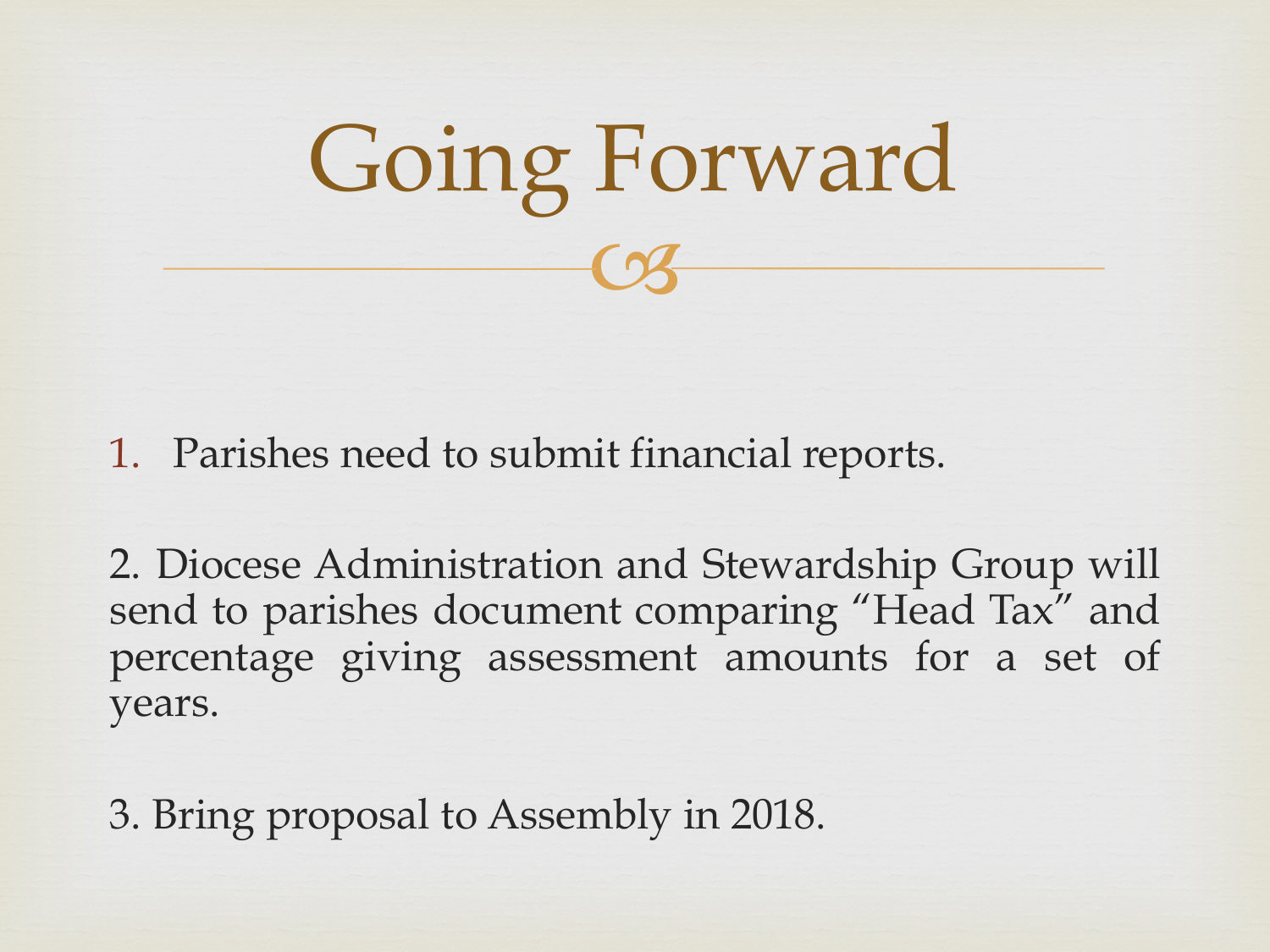# Going Forward

1. Parishes need to submit financial reports.

2. Diocese Administration and Stewardship Group will send to parishes document comparing “Head Tax” and percentage giving assessment amounts for a set of years.

3. Bring proposal to Assembly in 2018.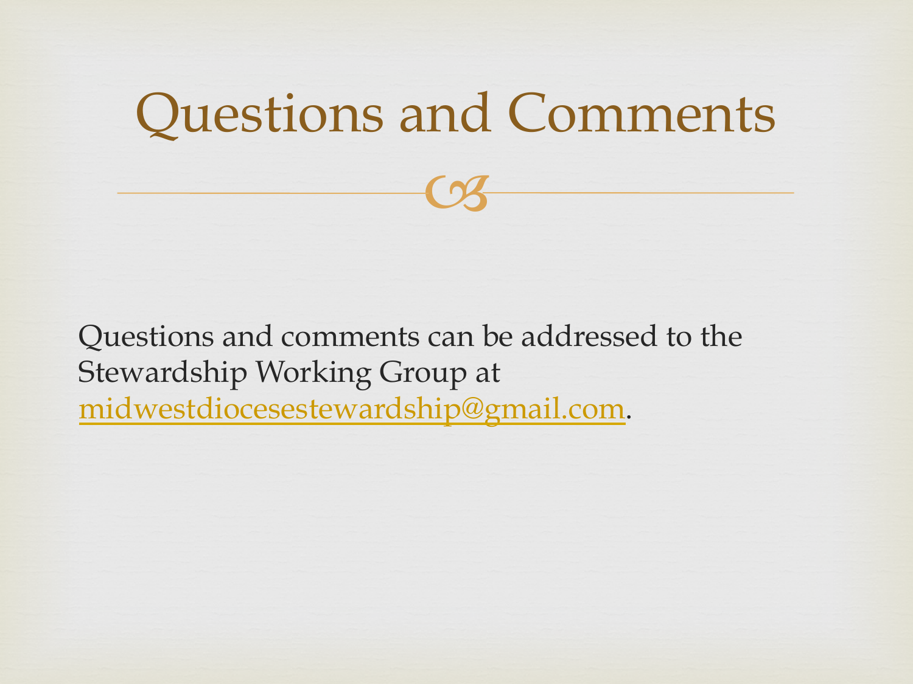# Questions and Comments

Questions and comments can be addressed to the Stewardship Working Group at midwestdiocesestewardship@gmail.com.